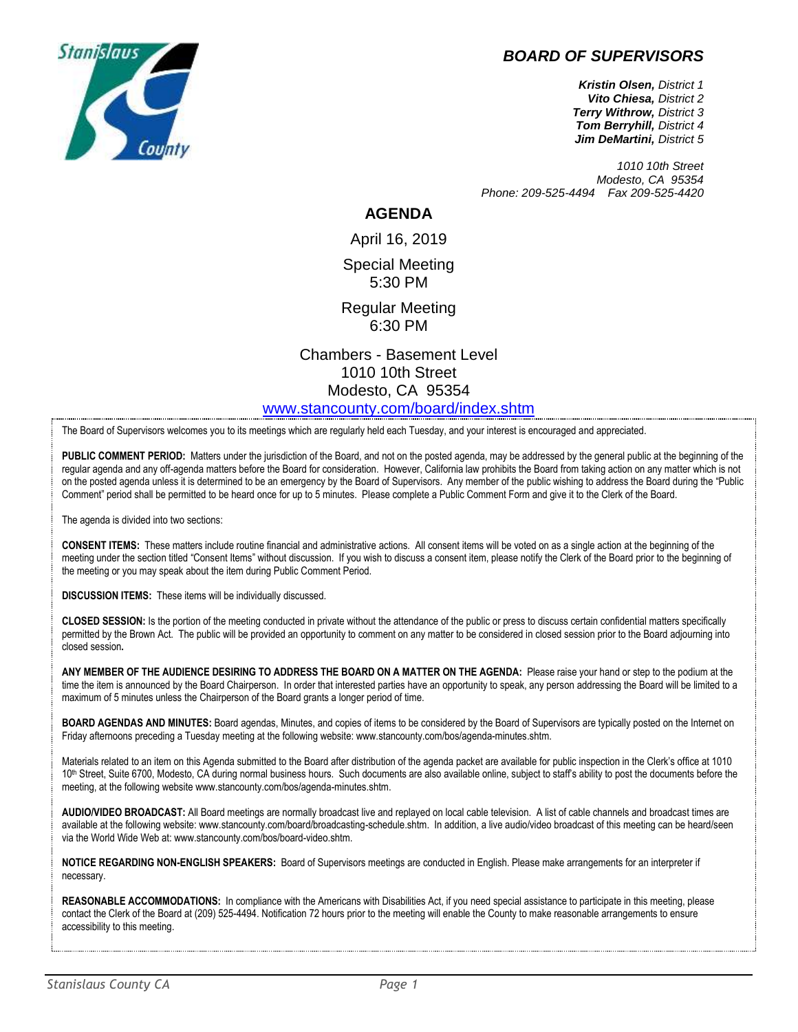# BOARD OF SUPERVISORS

***Kristin Olsen,*** *District 1*
***Vito Chiesa,*** *District 2*
***Terry Withrow,*** *District 3*
***Tom Berryhill,*** *District 4*
***Jim DeMartini,*** *District 5*

*1010 10th Street*
*Modesto, CA 95354*
*Phone: 209-525-4494 Fax 209-525-4420*

## AGENDA

April 16, 2019

Special Meeting
5:30 PM

Regular Meeting
6:30 PM

Chambers - Basement Level
1010 10th Street
Modesto, CA 95354
[www.stancounty.com/board/index.shtm](www.stancounty.com/board/index.shtm)

The Board of Supervisors welcomes you to its meetings which are regularly held each Tuesday, and your interest is encouraged and appreciated.

**PUBLIC COMMENT PERIOD:** Matters under the jurisdiction of the Board, and not on the posted agenda, may be addressed by the general public at the beginning of the regular agenda and any off-agenda matters before the Board for consideration. However, California law prohibits the Board from taking action on any matter which is not on the posted agenda unless it is determined to be an emergency by the Board of Supervisors. Any member of the public wishing to address the Board during the "Public Comment" period shall be permitted to be heard once for up to 5 minutes. Please complete a Public Comment Form and give it to the Clerk of the Board.

The agenda is divided into two sections:

**CONSENT ITEMS:** These matters include routine financial and administrative actions. All consent items will be voted on as a single action at the beginning of the meeting under the section titled "Consent Items" without discussion. If you wish to discuss a consent item, please notify the Clerk of the Board prior to the beginning of the meeting or you may speak about the item during Public Comment Period.

**DISCUSSION ITEMS:** These items will be individually discussed.

**CLOSED SESSION:** Is the portion of the meeting conducted in private without the attendance of the public or press to discuss certain confidential matters specifically permitted by the Brown Act. The public will be provided an opportunity to comment on any matter to be considered in closed session prior to the Board adjourning into closed session**.**

**ANY MEMBER OF THE AUDIENCE DESIRING TO ADDRESS THE BOARD ON A MATTER ON THE AGENDA:** Please raise your hand or step to the podium at the time the item is announced by the Board Chairperson. In order that interested parties have an opportunity to speak, any person addressing the Board will be limited to a maximum of 5 minutes unless the Chairperson of the Board grants a longer period of time.

**BOARD AGENDAS AND MINUTES:** Board agendas, Minutes, and copies of items to be considered by the Board of Supervisors are typically posted on the Internet on Friday afternoons preceding a Tuesday meeting at the following website: www.stancounty.com/bos/agenda-minutes.shtm.

Materials related to an item on this Agenda submitted to the Board after distribution of the agenda packet are available for public inspection in the Clerk's office at 1010 10th Street, Suite 6700, Modesto, CA during normal business hours. Such documents are also available online, subject to staff's ability to post the documents before the meeting, at the following website www.stancounty.com/bos/agenda-minutes.shtm.

**AUDIO/VIDEO BROADCAST:** All Board meetings are normally broadcast live and replayed on local cable television. A list of cable channels and broadcast times are available at the following website: www.stancounty.com/board/broadcasting-schedule.shtm. In addition, a live audio/video broadcast of this meeting can be heard/seen via the World Wide Web at: www.stancounty.com/bos/board-video.shtm.

**NOTICE REGARDING NON-ENGLISH SPEAKERS:** Board of Supervisors meetings are conducted in English. Please make arrangements for an interpreter if necessary.

**REASONABLE ACCOMMODATIONS:** In compliance with the Americans with Disabilities Act, if you need special assistance to participate in this meeting, please contact the Clerk of the Board at (209) 525-4494. Notification 72 hours prior to the meeting will enable the County to make reasonable arrangements to ensure accessibility to this meeting.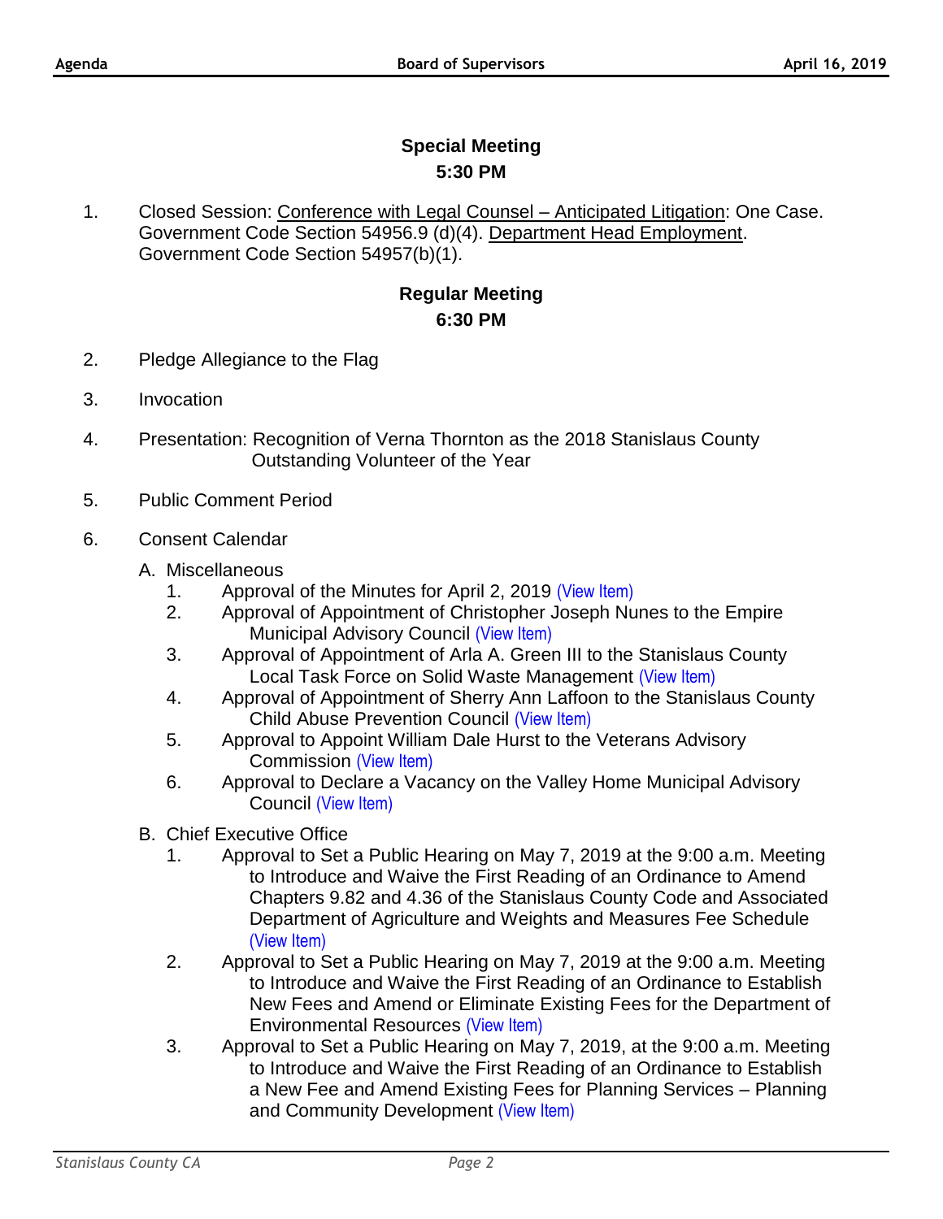## Special Meeting

### 5:30 PM

1. Closed Session: Conference with Legal Counsel – Anticipated Litigation: One Case. Government Code Section 54956.9 (d)(4). Department Head Employment. Government Code Section 54957(b)(1).

## Regular Meeting

### 6:30 PM

2. Pledge Allegiance to the Flag

3. Invocation

4. Presentation: Recognition of Verna Thornton as the 2018 Stanislaus County Outstanding Volunteer of the Year

5. Public Comment Period

6. Consent Calendar

   A. Miscellaneous
      1. Approval of the Minutes for April 2, 2019 (View Item)
      2. Approval of Appointment of Christopher Joseph Nunes to the Empire Municipal Advisory Council (View Item)
      3. Approval of Appointment of Arla A. Green III to the Stanislaus County Local Task Force on Solid Waste Management (View Item)
      4. Approval of Appointment of Sherry Ann Laffoon to the Stanislaus County Child Abuse Prevention Council (View Item)
      5. Approval to Appoint William Dale Hurst to the Veterans Advisory Commission (View Item)
      6. Approval to Declare a Vacancy on the Valley Home Municipal Advisory Council (View Item)

   B. Chief Executive Office
      1. Approval to Set a Public Hearing on May 7, 2019 at the 9:00 a.m. Meeting to Introduce and Waive the First Reading of an Ordinance to Amend Chapters 9.82 and 4.36 of the Stanislaus County Code and Associated Department of Agriculture and Weights and Measures Fee Schedule (View Item)
      2. Approval to Set a Public Hearing on May 7, 2019 at the 9:00 a.m. Meeting to Introduce and Waive the First Reading of an Ordinance to Establish New Fees and Amend or Eliminate Existing Fees for the Department of Environmental Resources (View Item)
      3. Approval to Set a Public Hearing on May 7, 2019, at the 9:00 a.m. Meeting to Introduce and Waive the First Reading of an Ordinance to Establish a New Fee and Amend Existing Fees for Planning Services – Planning and Community Development (View Item)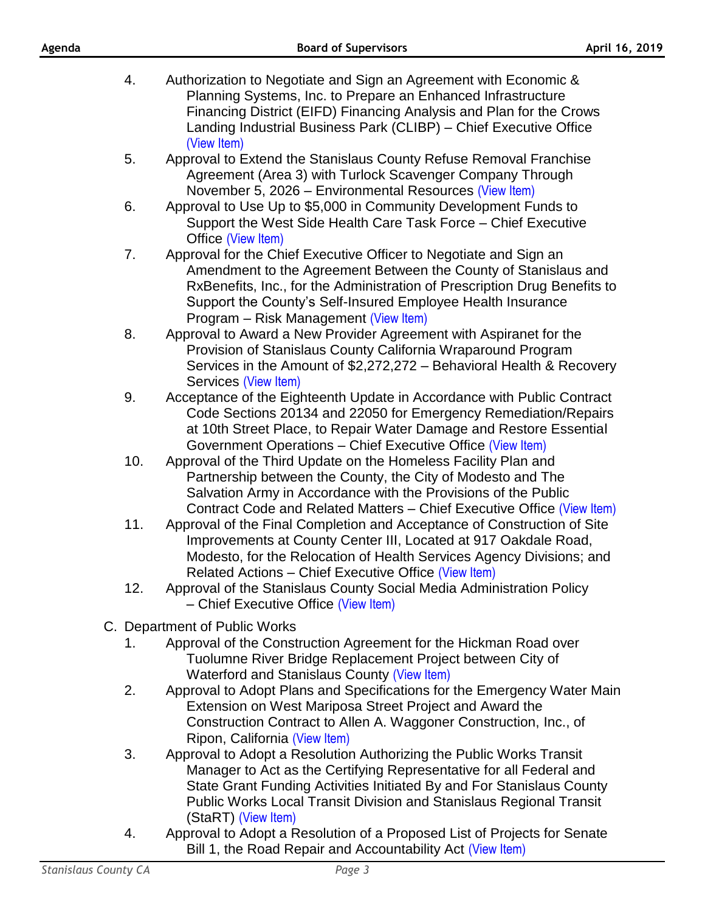4. Authorization to Negotiate and Sign an Agreement with Economic & Planning Systems, Inc. to Prepare an Enhanced Infrastructure Financing District (EIFD) Financing Analysis and Plan for the Crows Landing Industrial Business Park (CLIBP) – Chief Executive Office (View Item)
5. Approval to Extend the Stanislaus County Refuse Removal Franchise Agreement (Area 3) with Turlock Scavenger Company Through November 5, 2026 – Environmental Resources (View Item)
6. Approval to Use Up to $5,000 in Community Development Funds to Support the West Side Health Care Task Force – Chief Executive Office (View Item)
7. Approval for the Chief Executive Officer to Negotiate and Sign an Amendment to the Agreement Between the County of Stanislaus and RxBenefits, Inc., for the Administration of Prescription Drug Benefits to Support the County's Self-Insured Employee Health Insurance Program – Risk Management (View Item)
8. Approval to Award a New Provider Agreement with Aspiranet for the Provision of Stanislaus County California Wraparound Program Services in the Amount of $2,272,272 – Behavioral Health & Recovery Services (View Item)
9. Acceptance of the Eighteenth Update in Accordance with Public Contract Code Sections 20134 and 22050 for Emergency Remediation/Repairs at 10th Street Place, to Repair Water Damage and Restore Essential Government Operations – Chief Executive Office (View Item)
10. Approval of the Third Update on the Homeless Facility Plan and Partnership between the County, the City of Modesto and The Salvation Army in Accordance with the Provisions of the Public Contract Code and Related Matters – Chief Executive Office (View Item)
11. Approval of the Final Completion and Acceptance of Construction of Site Improvements at County Center III, Located at 917 Oakdale Road, Modesto, for the Relocation of Health Services Agency Divisions; and Related Actions – Chief Executive Office (View Item)
12. Approval of the Stanislaus County Social Media Administration Policy – Chief Executive Office (View Item)

C. Department of Public Works
1. Approval of the Construction Agreement for the Hickman Road over Tuolumne River Bridge Replacement Project between City of Waterford and Stanislaus County (View Item)
2. Approval to Adopt Plans and Specifications for the Emergency Water Main Extension on West Mariposa Street Project and Award the Construction Contract to Allen A. Waggoner Construction, Inc., of Ripon, California (View Item)
3. Approval to Adopt a Resolution Authorizing the Public Works Transit Manager to Act as the Certifying Representative for all Federal and State Grant Funding Activities Initiated By and For Stanislaus County Public Works Local Transit Division and Stanislaus Regional Transit (StaRT) (View Item)
4. Approval to Adopt a Resolution of a Proposed List of Projects for Senate Bill 1, the Road Repair and Accountability Act (View Item)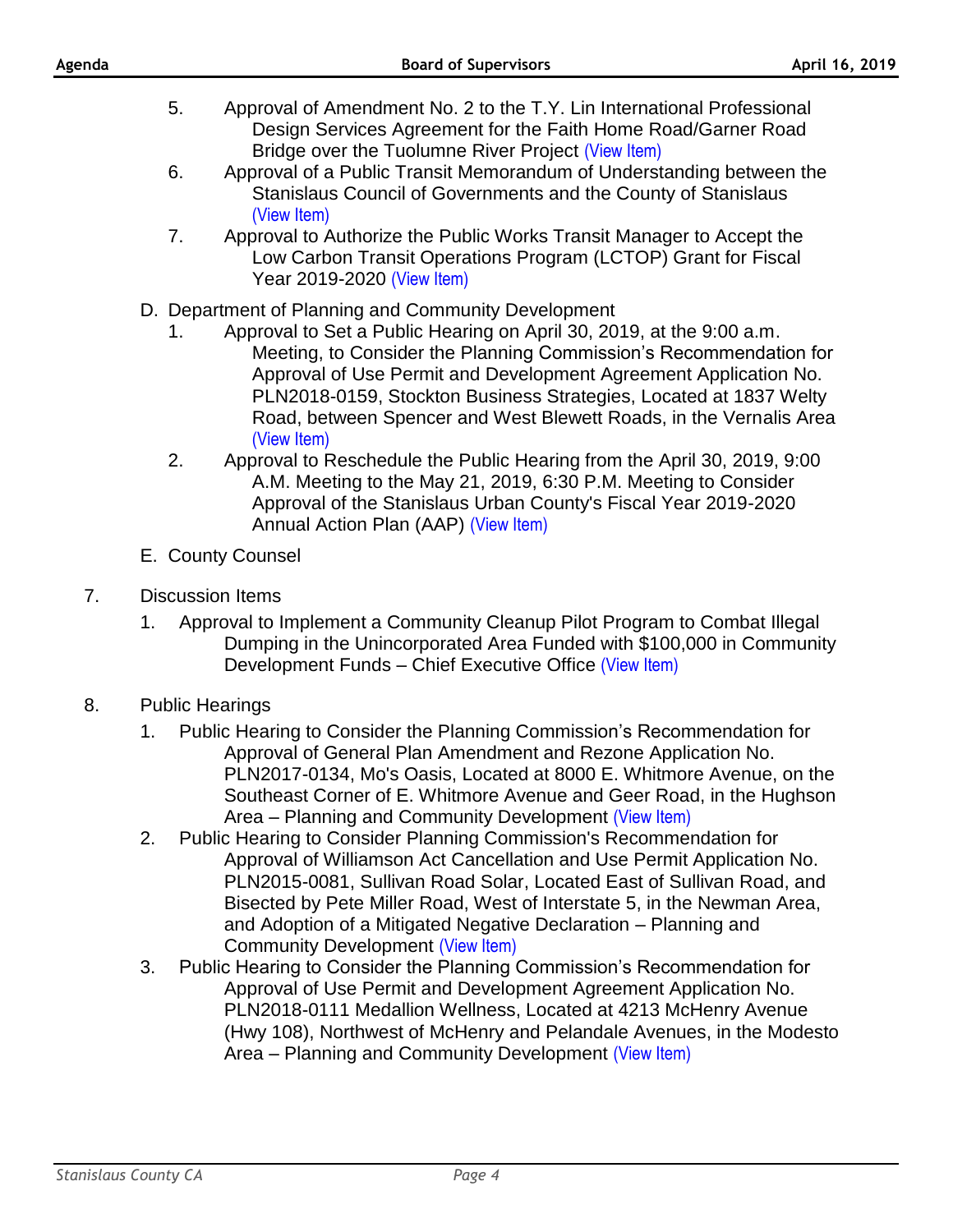5. Approval of Amendment No. 2 to the T.Y. Lin International Professional Design Services Agreement for the Faith Home Road/Garner Road Bridge over the Tuolumne River Project (View Item)
6. Approval of a Public Transit Memorandum of Understanding between the Stanislaus Council of Governments and the County of Stanislaus (View Item)
7. Approval to Authorize the Public Works Transit Manager to Accept the Low Carbon Transit Operations Program (LCTOP) Grant for Fiscal Year 2019-2020 (View Item)

D. Department of Planning and Community Development

1. Approval to Set a Public Hearing on April 30, 2019, at the 9:00 a.m. Meeting, to Consider the Planning Commission's Recommendation for Approval of Use Permit and Development Agreement Application No. PLN2018-0159, Stockton Business Strategies, Located at 1837 Welty Road, between Spencer and West Blewett Roads, in the Vernalis Area (View Item)
2. Approval to Reschedule the Public Hearing from the April 30, 2019, 9:00 A.M. Meeting to the May 21, 2019, 6:30 P.M. Meeting to Consider Approval of the Stanislaus Urban County's Fiscal Year 2019-2020 Annual Action Plan (AAP) (View Item)

E. County Counsel

7. Discussion Items

1. Approval to Implement a Community Cleanup Pilot Program to Combat Illegal Dumping in the Unincorporated Area Funded with $100,000 in Community Development Funds – Chief Executive Office (View Item)

8. Public Hearings

1. Public Hearing to Consider the Planning Commission's Recommendation for Approval of General Plan Amendment and Rezone Application No. PLN2017-0134, Mo's Oasis, Located at 8000 E. Whitmore Avenue, on the Southeast Corner of E. Whitmore Avenue and Geer Road, in the Hughson Area – Planning and Community Development (View Item)
2. Public Hearing to Consider Planning Commission's Recommendation for Approval of Williamson Act Cancellation and Use Permit Application No. PLN2015-0081, Sullivan Road Solar, Located East of Sullivan Road, and Bisected by Pete Miller Road, West of Interstate 5, in the Newman Area, and Adoption of a Mitigated Negative Declaration – Planning and Community Development (View Item)
3. Public Hearing to Consider the Planning Commission's Recommendation for Approval of Use Permit and Development Agreement Application No. PLN2018-0111 Medallion Wellness, Located at 4213 McHenry Avenue (Hwy 108), Northwest of McHenry and Pelandale Avenues, in the Modesto Area – Planning and Community Development (View Item)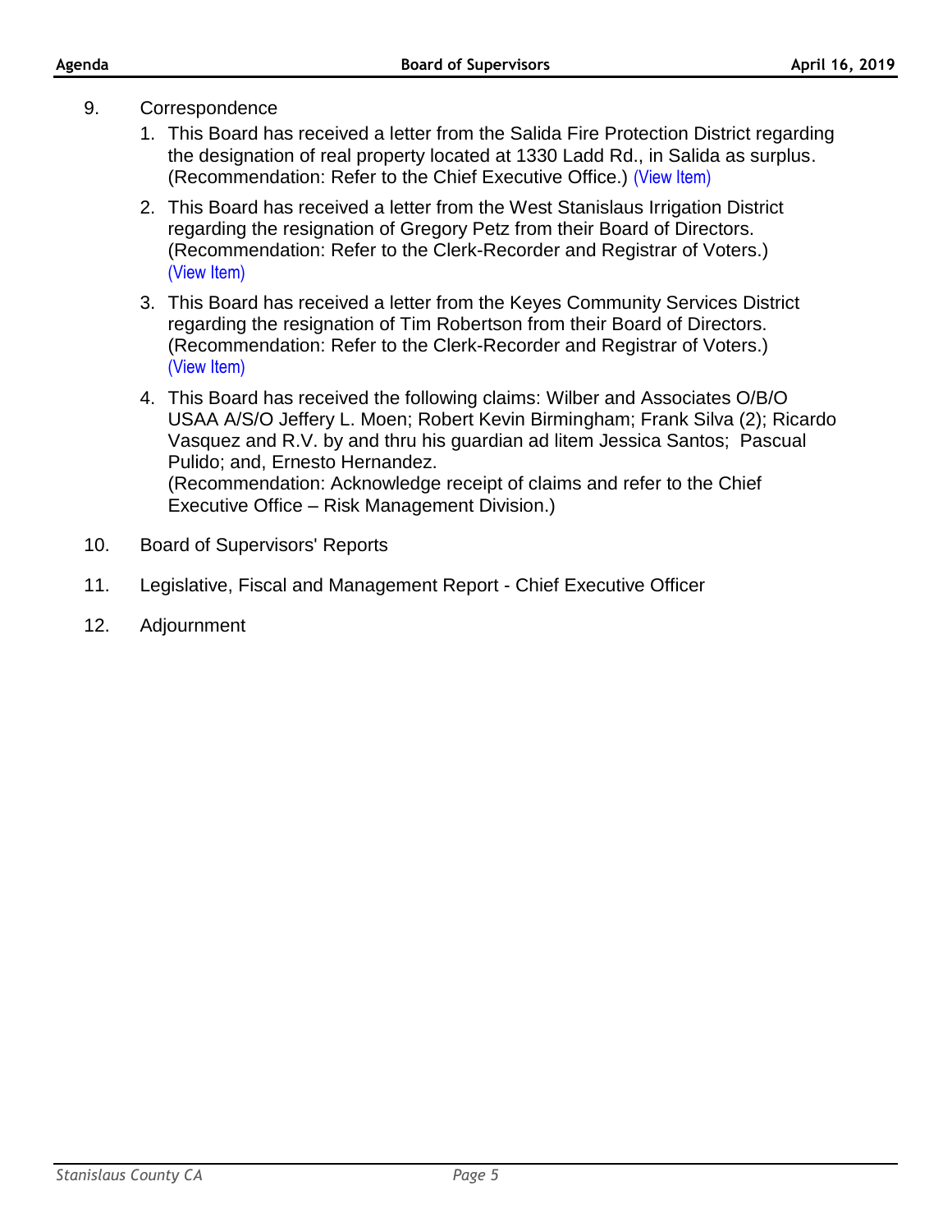9. Correspondence
    1. This Board has received a letter from the Salida Fire Protection District regarding the designation of real property located at 1330 Ladd Rd., in Salida as surplus. (Recommendation: Refer to the Chief Executive Office.) (View Item)
    2. This Board has received a letter from the West Stanislaus Irrigation District regarding the resignation of Gregory Petz from their Board of Directors. (Recommendation: Refer to the Clerk-Recorder and Registrar of Voters.) (View Item)
    3. This Board has received a letter from the Keyes Community Services District regarding the resignation of Tim Robertson from their Board of Directors. (Recommendation: Refer to the Clerk-Recorder and Registrar of Voters.) (View Item)
    4. This Board has received the following claims: Wilber and Associates O/B/O USAA A/S/O Jeffery L. Moen; Robert Kevin Birmingham; Frank Silva (2); Ricardo Vasquez and R.V. by and thru his guardian ad litem Jessica Santos; Pascual Pulido; and, Ernesto Hernandez.
    (Recommendation: Acknowledge receipt of claims and refer to the Chief Executive Office – Risk Management Division.)
10. Board of Supervisors' Reports
11. Legislative, Fiscal and Management Report - Chief Executive Officer
12. Adjournment